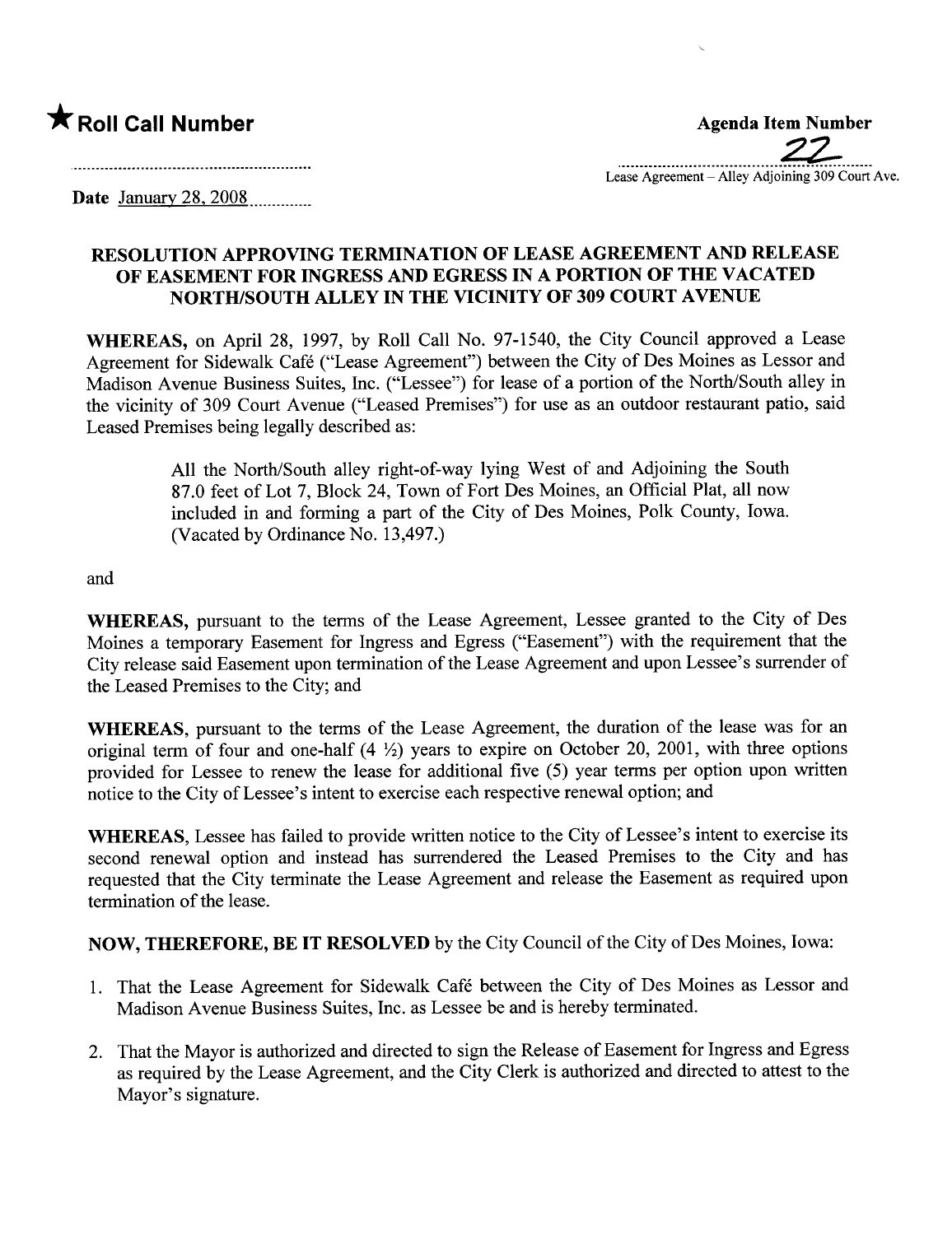★ **Roll Call Number**

**Agenda Item Number**
22
Lease Agreement – Alley Adjoining 309 Court Ave.

**Date** January 28, 2008

## RESOLUTION APPROVING TERMINATION OF LEASE AGREEMENT AND RELEASE OF EASEMENT FOR INGRESS AND EGRESS IN A PORTION OF THE VACATED NORTH/SOUTH ALLEY IN THE VICINITY OF 309 COURT AVENUE

**WHEREAS,** on April 28, 1997, by Roll Call No. 97-1540, the City Council approved a Lease Agreement for Sidewalk Café ("Lease Agreement") between the City of Des Moines as Lessor and Madison Avenue Business Suites, Inc. ("Lessee") for lease of a portion of the North/South alley in the vicinity of 309 Court Avenue ("Leased Premises") for use as an outdoor restaurant patio, said Leased Premises being legally described as:

> All the North/South alley right-of-way lying West of and Adjoining the South 87.0 feet of Lot 7, Block 24, Town of Fort Des Moines, an Official Plat, all now included in and forming a part of the City of Des Moines, Polk County, Iowa. (Vacated by Ordinance No. 13,497.)

and

**WHEREAS,** pursuant to the terms of the Lease Agreement, Lessee granted to the City of Des Moines a temporary Easement for Ingress and Egress ("Easement") with the requirement that the City release said Easement upon termination of the Lease Agreement and upon Lessee's surrender of the Leased Premises to the City; and

**WHEREAS,** pursuant to the terms of the Lease Agreement, the duration of the lease was for an original term of four and one-half (4 ½) years to expire on October 20, 2001, with three options provided for Lessee to renew the lease for additional five (5) year terms per option upon written notice to the City of Lessee's intent to exercise each respective renewal option; and

**WHEREAS,** Lessee has failed to provide written notice to the City of Lessee's intent to exercise its second renewal option and instead has surrendered the Leased Premises to the City and has requested that the City terminate the Lease Agreement and release the Easement as required upon termination of the lease.

**NOW, THEREFORE, BE IT RESOLVED** by the City Council of the City of Des Moines, Iowa:

1. That the Lease Agreement for Sidewalk Café between the City of Des Moines as Lessor and Madison Avenue Business Suites, Inc. as Lessee be and is hereby terminated.

2. That the Mayor is authorized and directed to sign the Release of Easement for Ingress and Egress as required by the Lease Agreement, and the City Clerk is authorized and directed to attest to the Mayor's signature.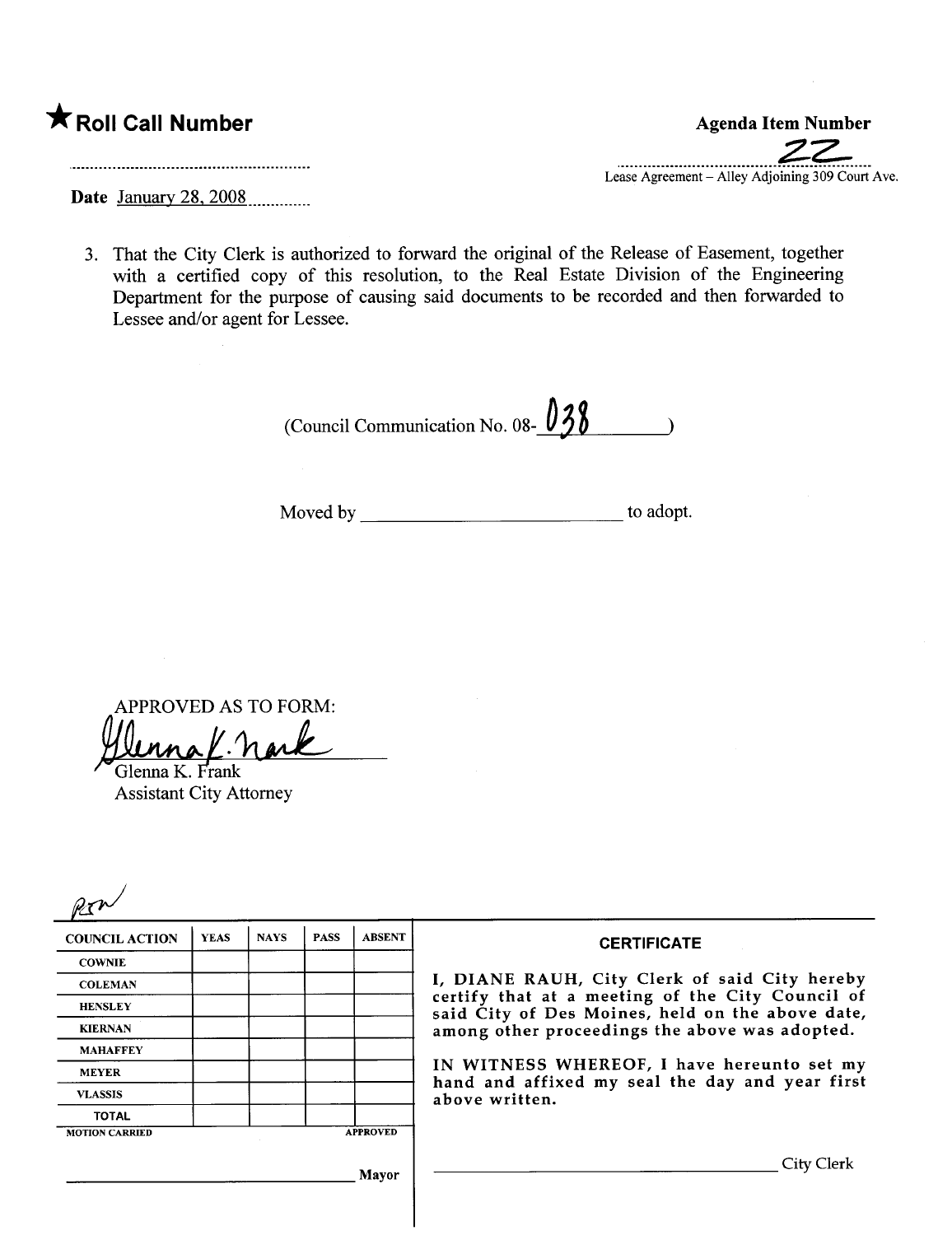★ **Roll Call Number**

**Agenda Item Number**

22

Lease Agreement – Alley Adjoining 309 Court Ave.

Date January 28, 2008

3. That the City Clerk is authorized to forward the original of the Release of Easement, together with a certified copy of this resolution, to the Real Estate Division of the Engineering Department for the purpose of causing said documents to be recorded and then forwarded to Lessee and/or agent for Lessee.

(Council Communication No. 08-038)

Moved by ______________________ to adopt.

APPROVED AS TO FORM:

Glenna K. Frank
Assistant City Attorney

| COUNCIL ACTION | YEAS | NAYS | PASS | ABSENT |
|---|---|---|---|---|
| COWNIE | | | | |
| COLEMAN | | | | |
| HENSLEY | | | | |
| KIERNAN | | | | |
| MAHAFFEY | | | | |
| MEYER | | | | |
| VLASSIS | | | | |
| TOTAL | | | | |

MOTION CARRIED APPROVED

______________________ Mayor

**CERTIFICATE**

I, DIANE RAUH, City Clerk of said City hereby certify that at a meeting of the City Council of said City of Des Moines, held on the above date, among other proceedings the above was adopted.

IN WITNESS WHEREOF, I have hereunto set my hand and affixed my seal the day and year first above written.

______________________ City Clerk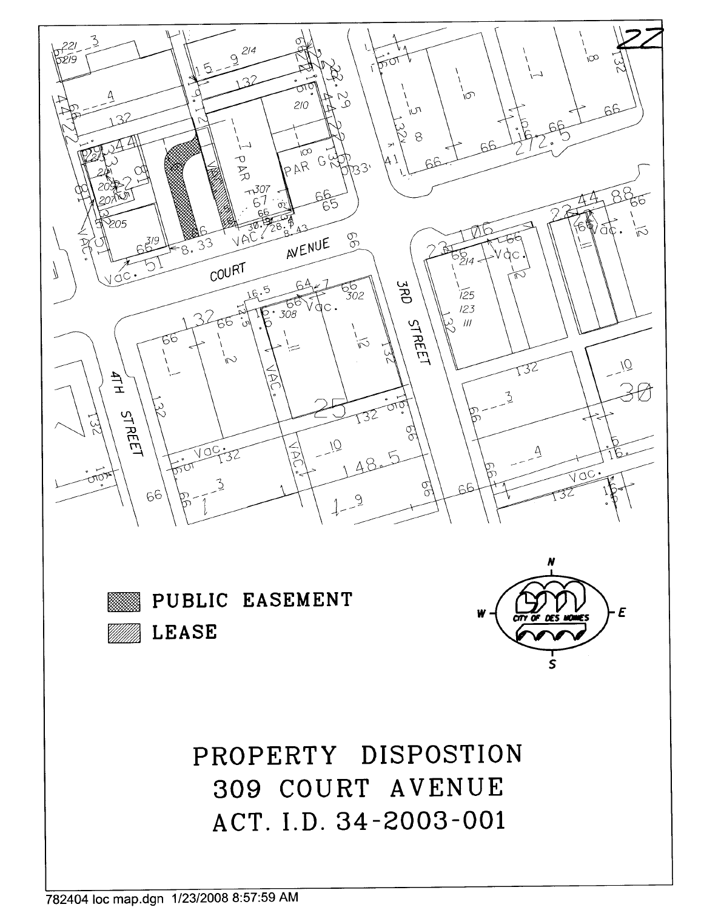22

PUBLIC EASEMENT

LEASE

CITY OF DES MOINES

N

W

E

S

# PROPERTY DISPOSTION
# 309 COURT AVENUE
# ACT. I.D. 34-2003-001

782404 loc map.dgn 1/23/2008 8:57:59 AM